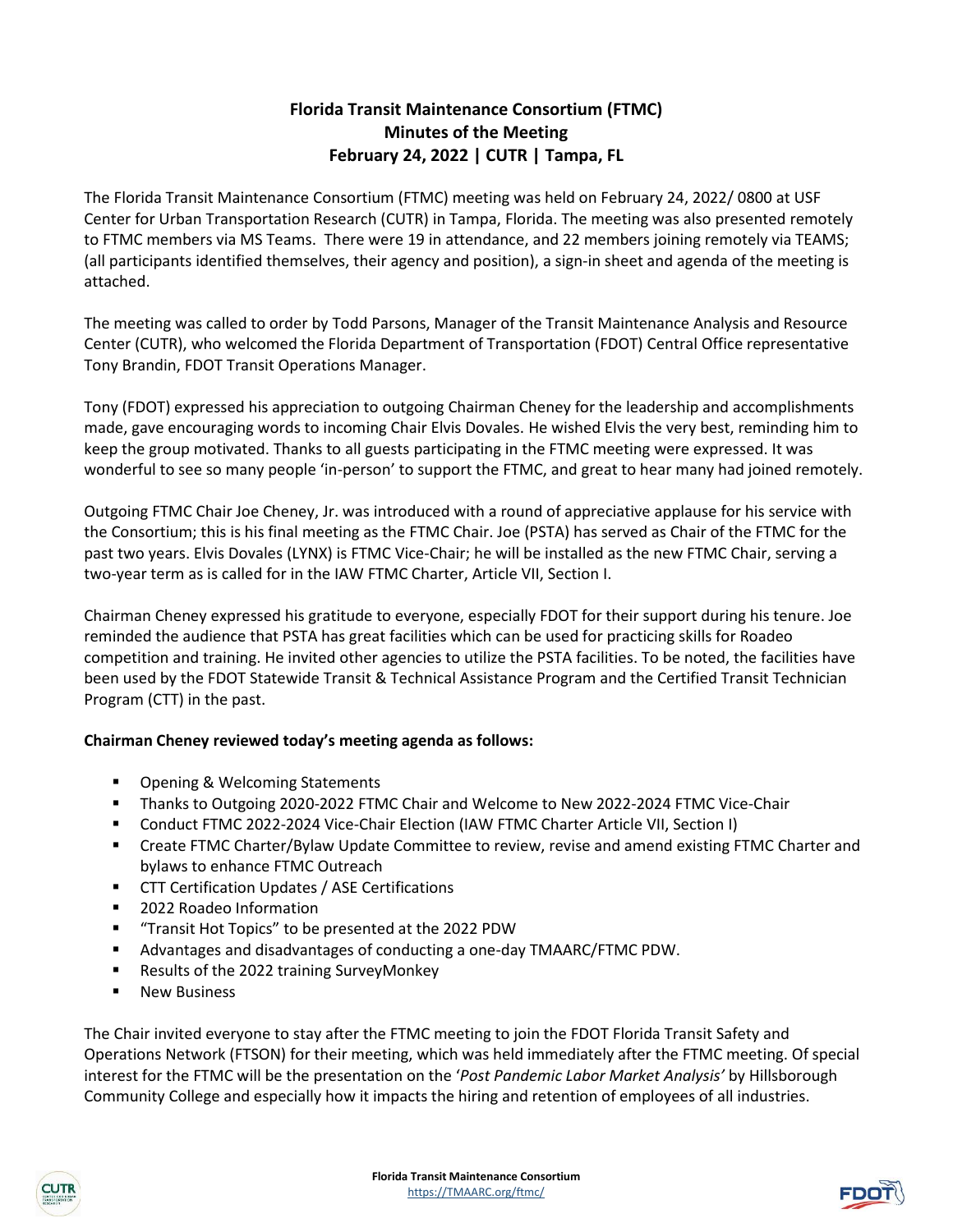# Florida Transit Maintenance Consortium (FTMC)
## Minutes of the Meeting
### February 24, 2022 | CUTR | Tampa, FL

The Florida Transit Maintenance Consortium (FTMC) meeting was held on February 24, 2022/ 0800 at USF Center for Urban Transportation Research (CUTR) in Tampa, Florida. The meeting was also presented remotely to FTMC members via MS Teams. There were 19 in attendance, and 22 members joining remotely via TEAMS; (all participants identified themselves, their agency and position), a sign-in sheet and agenda of the meeting is attached.

The meeting was called to order by Todd Parsons, Manager of the Transit Maintenance Analysis and Resource Center (CUTR), who welcomed the Florida Department of Transportation (FDOT) Central Office representative Tony Brandin, FDOT Transit Operations Manager.

Tony (FDOT) expressed his appreciation to outgoing Chairman Cheney for the leadership and accomplishments made, gave encouraging words to incoming Chair Elvis Dovales. He wished Elvis the very best, reminding him to keep the group motivated. Thanks to all guests participating in the FTMC meeting were expressed. It was wonderful to see so many people 'in-person' to support the FTMC, and great to hear many had joined remotely.

Outgoing FTMC Chair Joe Cheney, Jr. was introduced with a round of appreciative applause for his service with the Consortium; this is his final meeting as the FTMC Chair. Joe (PSTA) has served as Chair of the FTMC for the past two years. Elvis Dovales (LYNX) is FTMC Vice-Chair; he will be installed as the new FTMC Chair, serving a two-year term as is called for in the IAW FTMC Charter, Article VII, Section I.

Chairman Cheney expressed his gratitude to everyone, especially FDOT for their support during his tenure. Joe reminded the audience that PSTA has great facilities which can be used for practicing skills for Roadeo competition and training. He invited other agencies to utilize the PSTA facilities. To be noted, the facilities have been used by the FDOT Statewide Transit & Technical Assistance Program and the Certified Transit Technician Program (CTT) in the past.

**Chairman Cheney reviewed today's meeting agenda as follows:**

- Opening & Welcoming Statements
- Thanks to Outgoing 2020-2022 FTMC Chair and Welcome to New 2022-2024 FTMC Vice-Chair
- Conduct FTMC 2022-2024 Vice-Chair Election (IAW FTMC Charter Article VII, Section I)
- Create FTMC Charter/Bylaw Update Committee to review, revise and amend existing FTMC Charter and bylaws to enhance FTMC Outreach
- CTT Certification Updates / ASE Certifications
- 2022 Roadeo Information
- "Transit Hot Topics" to be presented at the 2022 PDW
- Advantages and disadvantages of conducting a one-day TMAARC/FTMC PDW.
- Results of the 2022 training SurveyMonkey
- New Business

The Chair invited everyone to stay after the FTMC meeting to join the FDOT Florida Transit Safety and Operations Network (FTSON) for their meeting, which was held immediately after the FTMC meeting. Of special interest for the FTMC will be the presentation on the '*Post Pandemic Labor Market Analysis'* by Hillsborough Community College and especially how it impacts the hiring and retention of employees of all industries.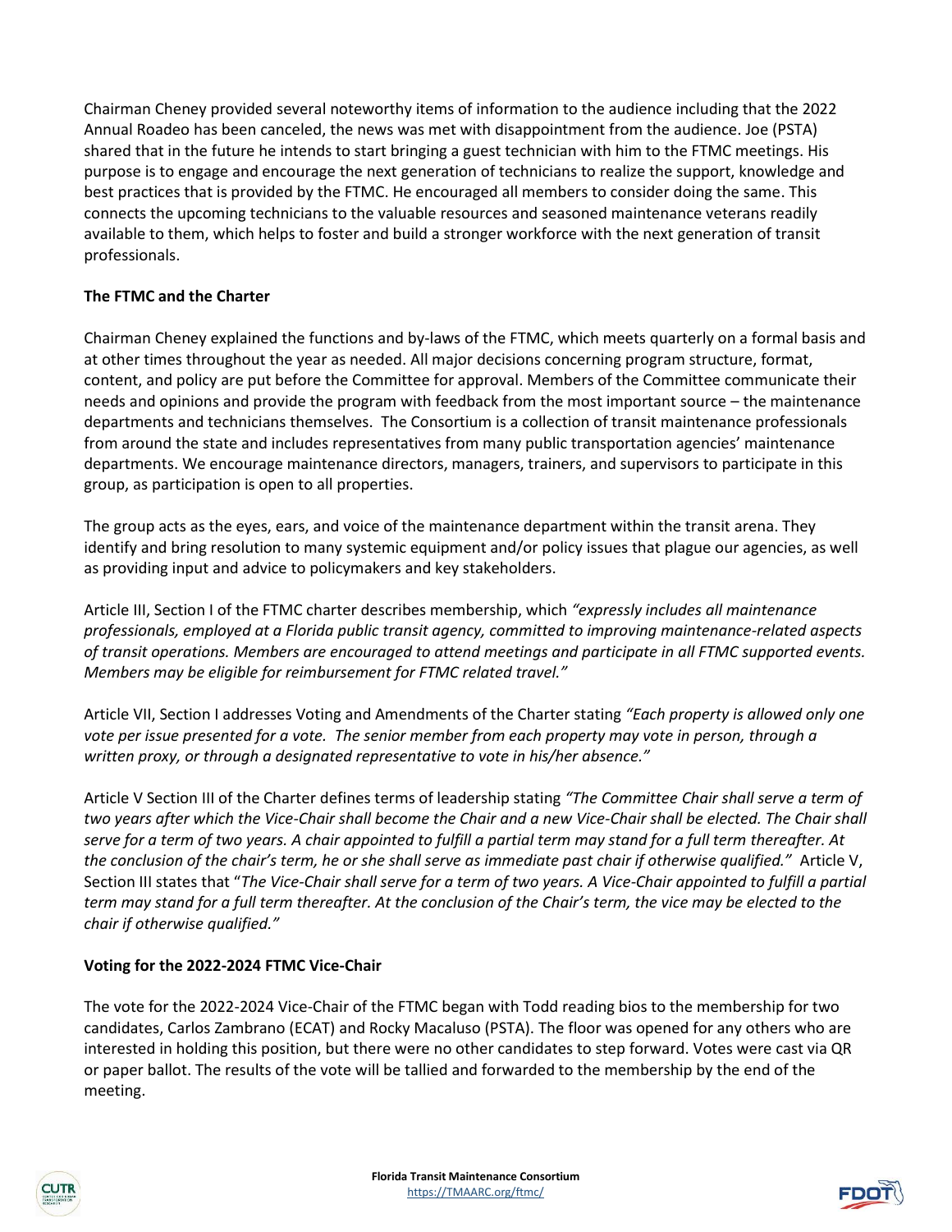Chairman Cheney provided several noteworthy items of information to the audience including that the 2022 Annual Roadeo has been canceled, the news was met with disappointment from the audience. Joe (PSTA) shared that in the future he intends to start bringing a guest technician with him to the FTMC meetings. His purpose is to engage and encourage the next generation of technicians to realize the support, knowledge and best practices that is provided by the FTMC. He encouraged all members to consider doing the same. This connects the upcoming technicians to the valuable resources and seasoned maintenance veterans readily available to them, which helps to foster and build a stronger workforce with the next generation of transit professionals.

**The FTMC and the Charter**

Chairman Cheney explained the functions and by-laws of the FTMC, which meets quarterly on a formal basis and at other times throughout the year as needed. All major decisions concerning program structure, format, content, and policy are put before the Committee for approval. Members of the Committee communicate their needs and opinions and provide the program with feedback from the most important source – the maintenance departments and technicians themselves. The Consortium is a collection of transit maintenance professionals from around the state and includes representatives from many public transportation agencies' maintenance departments. We encourage maintenance directors, managers, trainers, and supervisors to participate in this group, as participation is open to all properties.

The group acts as the eyes, ears, and voice of the maintenance department within the transit arena. They identify and bring resolution to many systemic equipment and/or policy issues that plague our agencies, as well as providing input and advice to policymakers and key stakeholders.

Article III, Section I of the FTMC charter describes membership, which *"expressly includes all maintenance professionals, employed at a Florida public transit agency, committed to improving maintenance-related aspects of transit operations. Members are encouraged to attend meetings and participate in all FTMC supported events. Members may be eligible for reimbursement for FTMC related travel."*

Article VII, Section I addresses Voting and Amendments of the Charter stating *"Each property is allowed only one vote per issue presented for a vote. The senior member from each property may vote in person, through a written proxy, or through a designated representative to vote in his/her absence."*

Article V Section III of the Charter defines terms of leadership stating *"The Committee Chair shall serve a term of two years after which the Vice-Chair shall become the Chair and a new Vice-Chair shall be elected. The Chair shall serve for a term of two years. A chair appointed to fulfill a partial term may stand for a full term thereafter. At the conclusion of the chair's term, he or she shall serve as immediate past chair if otherwise qualified."* Article V, Section III states that "*The Vice-Chair shall serve for a term of two years. A Vice-Chair appointed to fulfill a partial term may stand for a full term thereafter. At the conclusion of the Chair's term, the vice may be elected to the chair if otherwise qualified."*

**Voting for the 2022-2024 FTMC Vice-Chair**

The vote for the 2022-2024 Vice-Chair of the FTMC began with Todd reading bios to the membership for two candidates, Carlos Zambrano (ECAT) and Rocky Macaluso (PSTA). The floor was opened for any others who are interested in holding this position, but there were no other candidates to step forward. Votes were cast via QR or paper ballot. The results of the vote will be tallied and forwarded to the membership by the end of the meeting.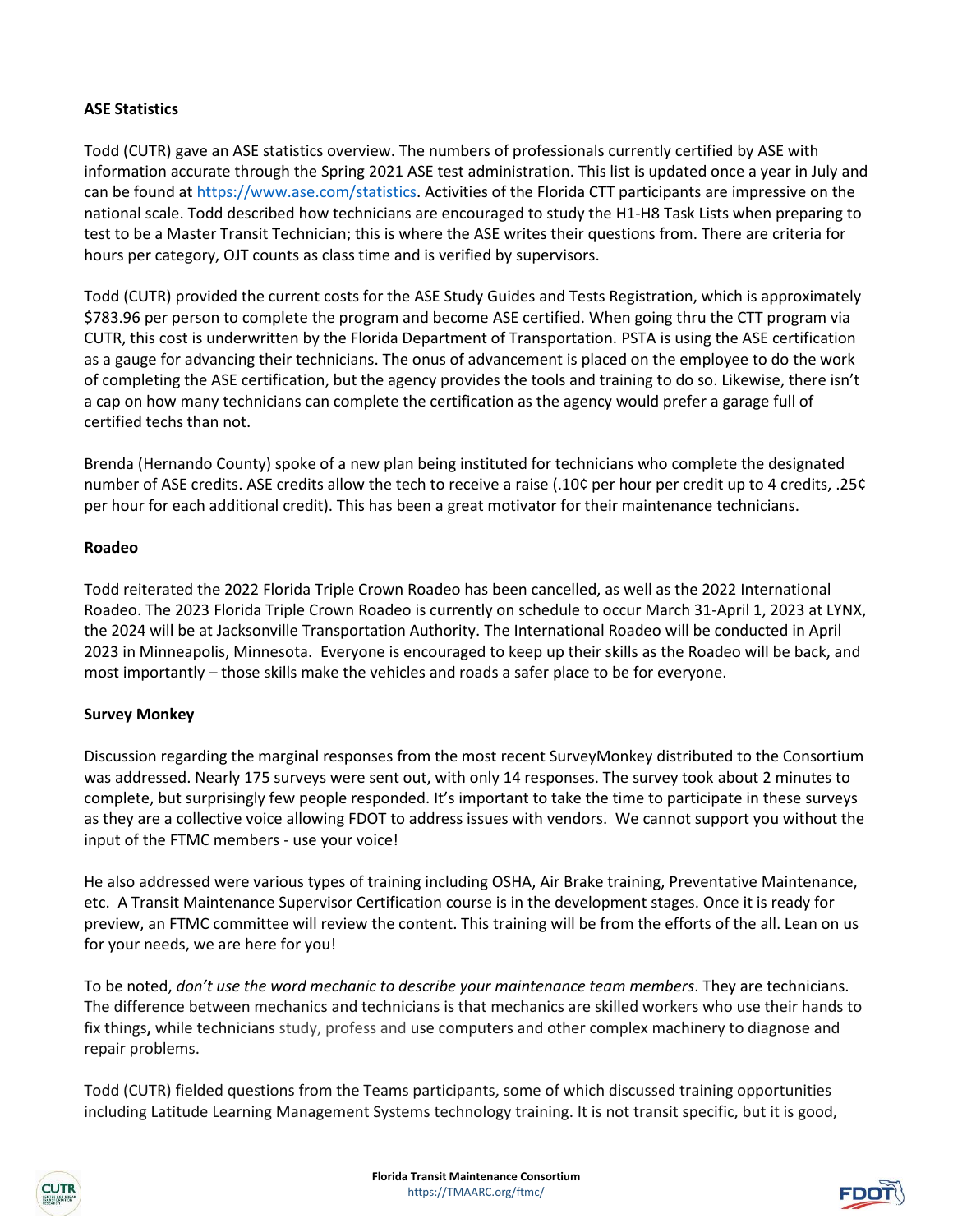**ASE Statistics**

Todd (CUTR) gave an ASE statistics overview. The numbers of professionals currently certified by ASE with information accurate through the Spring 2021 ASE test administration. This list is updated once a year in July and can be found at https://www.ase.com/statistics. Activities of the Florida CTT participants are impressive on the national scale. Todd described how technicians are encouraged to study the H1-H8 Task Lists when preparing to test to be a Master Transit Technician; this is where the ASE writes their questions from. There are criteria for hours per category, OJT counts as class time and is verified by supervisors.

Todd (CUTR) provided the current costs for the ASE Study Guides and Tests Registration, which is approximately $783.96 per person to complete the program and become ASE certified. When going thru the CTT program via CUTR, this cost is underwritten by the Florida Department of Transportation. PSTA is using the ASE certification as a gauge for advancing their technicians. The onus of advancement is placed on the employee to do the work of completing the ASE certification, but the agency provides the tools and training to do so. Likewise, there isn't a cap on how many technicians can complete the certification as the agency would prefer a garage full of certified techs than not.

Brenda (Hernando County) spoke of a new plan being instituted for technicians who complete the designated number of ASE credits. ASE credits allow the tech to receive a raise (.10¢ per hour per credit up to 4 credits, .25¢ per hour for each additional credit). This has been a great motivator for their maintenance technicians.

**Roadeo**

Todd reiterated the 2022 Florida Triple Crown Roadeo has been cancelled, as well as the 2022 International Roadeo. The 2023 Florida Triple Crown Roadeo is currently on schedule to occur March 31-April 1, 2023 at LYNX, the 2024 will be at Jacksonville Transportation Authority. The International Roadeo will be conducted in April 2023 in Minneapolis, Minnesota. Everyone is encouraged to keep up their skills as the Roadeo will be back, and most importantly – those skills make the vehicles and roads a safer place to be for everyone.

**Survey Monkey**

Discussion regarding the marginal responses from the most recent SurveyMonkey distributed to the Consortium was addressed. Nearly 175 surveys were sent out, with only 14 responses. The survey took about 2 minutes to complete, but surprisingly few people responded. It's important to take the time to participate in these surveys as they are a collective voice allowing FDOT to address issues with vendors. We cannot support you without the input of the FTMC members - use your voice!

He also addressed were various types of training including OSHA, Air Brake training, Preventative Maintenance, etc. A Transit Maintenance Supervisor Certification course is in the development stages. Once it is ready for preview, an FTMC committee will review the content. This training will be from the efforts of the all. Lean on us for your needs, we are here for you!

To be noted, *don't use the word mechanic to describe your maintenance team members*. They are technicians. The difference between mechanics and technicians is that mechanics are skilled workers who use their hands to fix things**,** while technicians study, profess and use computers and other complex machinery to diagnose and repair problems.

Todd (CUTR) fielded questions from the Teams participants, some of which discussed training opportunities including Latitude Learning Management Systems technology training. It is not transit specific, but it is good,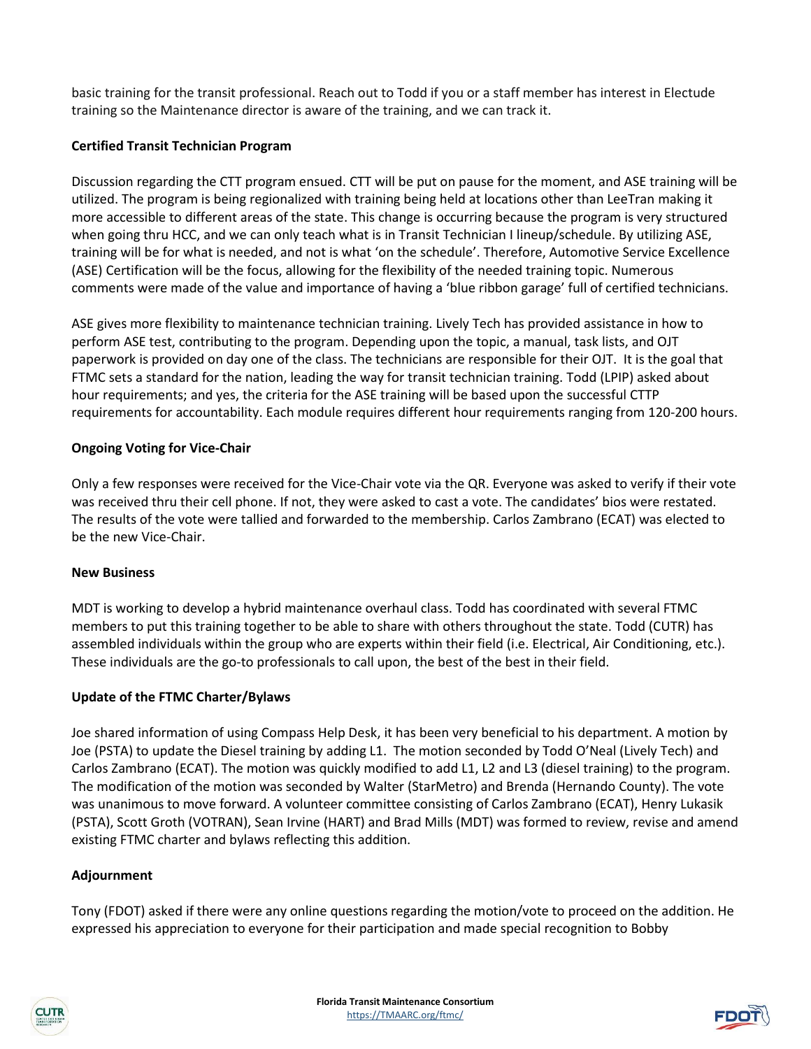basic training for the transit professional. Reach out to Todd if you or a staff member has interest in Electude training so the Maintenance director is aware of the training, and we can track it.

**Certified Transit Technician Program**

Discussion regarding the CTT program ensued. CTT will be put on pause for the moment, and ASE training will be utilized. The program is being regionalized with training being held at locations other than LeeTran making it more accessible to different areas of the state. This change is occurring because the program is very structured when going thru HCC, and we can only teach what is in Transit Technician I lineup/schedule. By utilizing ASE, training will be for what is needed, and not is what 'on the schedule'. Therefore, Automotive Service Excellence (ASE) Certification will be the focus, allowing for the flexibility of the needed training topic. Numerous comments were made of the value and importance of having a 'blue ribbon garage' full of certified technicians.

ASE gives more flexibility to maintenance technician training. Lively Tech has provided assistance in how to perform ASE test, contributing to the program. Depending upon the topic, a manual, task lists, and OJT paperwork is provided on day one of the class. The technicians are responsible for their OJT. It is the goal that FTMC sets a standard for the nation, leading the way for transit technician training. Todd (LPIP) asked about hour requirements; and yes, the criteria for the ASE training will be based upon the successful CTTP requirements for accountability. Each module requires different hour requirements ranging from 120-200 hours.

**Ongoing Voting for Vice-Chair**

Only a few responses were received for the Vice-Chair vote via the QR. Everyone was asked to verify if their vote was received thru their cell phone. If not, they were asked to cast a vote. The candidates' bios were restated. The results of the vote were tallied and forwarded to the membership. Carlos Zambrano (ECAT) was elected to be the new Vice-Chair.

**New Business**

MDT is working to develop a hybrid maintenance overhaul class. Todd has coordinated with several FTMC members to put this training together to be able to share with others throughout the state. Todd (CUTR) has assembled individuals within the group who are experts within their field (i.e. Electrical, Air Conditioning, etc.). These individuals are the go-to professionals to call upon, the best of the best in their field.

**Update of the FTMC Charter/Bylaws**

Joe shared information of using Compass Help Desk, it has been very beneficial to his department. A motion by Joe (PSTA) to update the Diesel training by adding L1. The motion seconded by Todd O'Neal (Lively Tech) and Carlos Zambrano (ECAT). The motion was quickly modified to add L1, L2 and L3 (diesel training) to the program. The modification of the motion was seconded by Walter (StarMetro) and Brenda (Hernando County). The vote was unanimous to move forward. A volunteer committee consisting of Carlos Zambrano (ECAT), Henry Lukasik (PSTA), Scott Groth (VOTRAN), Sean Irvine (HART) and Brad Mills (MDT) was formed to review, revise and amend existing FTMC charter and bylaws reflecting this addition.

**Adjournment**

Tony (FDOT) asked if there were any online questions regarding the motion/vote to proceed on the addition. He expressed his appreciation to everyone for their participation and made special recognition to Bobby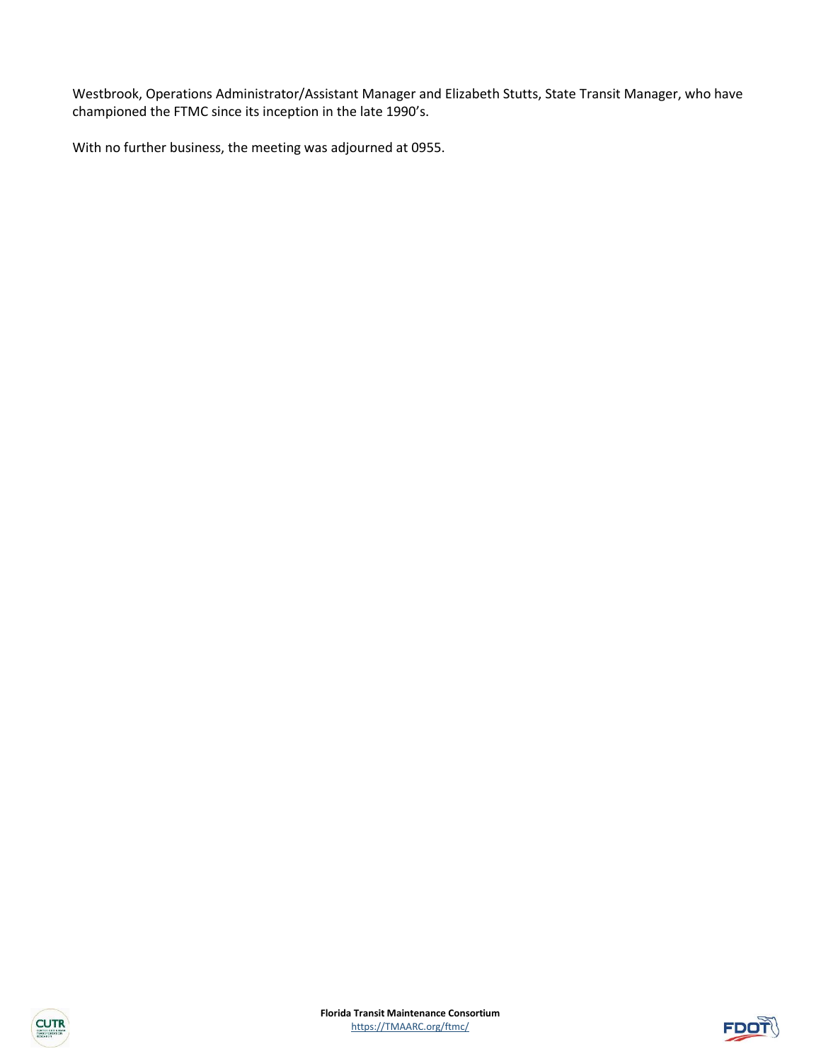Westbrook, Operations Administrator/Assistant Manager and Elizabeth Stutts, State Transit Manager, who have championed the FTMC since its inception in the late 1990's.

With no further business, the meeting was adjourned at 0955.